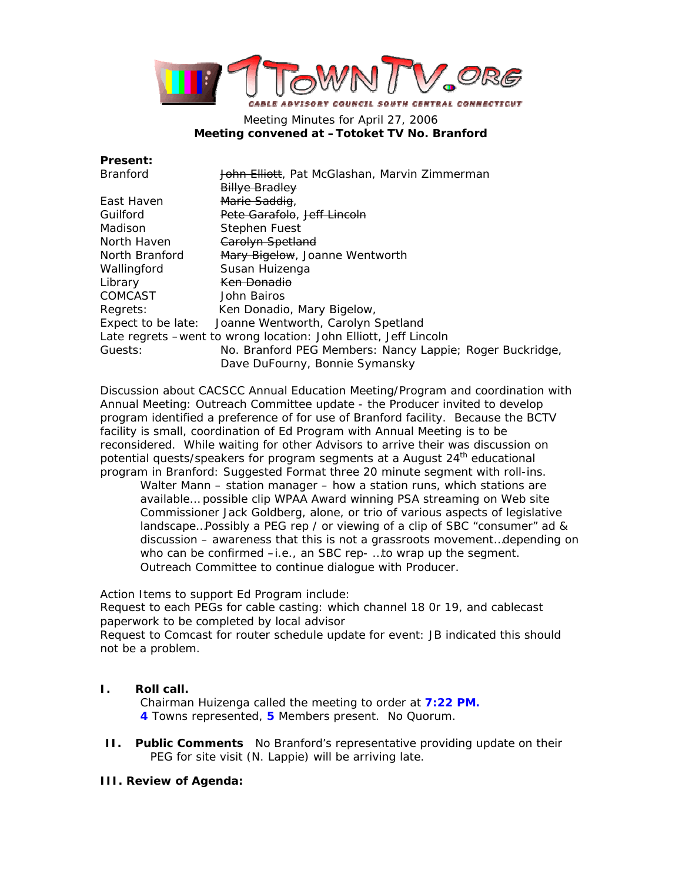1TOWNTV.ORG

CABLE ADVISORY COUNCIL SOUTH CENTRAL CONNECTICUT

Meeting Minutes for April 27, 2006
**Meeting convened at – Totoket TV No. Branford**

**Present:**

| | |
|---|---|
| Branford | ~~John Elliott~~, Pat McGlashan, Marvin Zimmerman ~~Billye Bradley~~ |
| East Haven | ~~Marie Saddig~~, |
| Guilford | ~~Pete Garafolo~~, ~~Jeff Lincoln~~ |
| Madison | Stephen Fuest |
| North Haven | ~~Carolyn Spetland~~ |
| North Branford | ~~Mary Bigelow~~, Joanne Wentworth |
| Wallingford | Susan Huizenga |
| Library | ~~Ken Donadio~~ |
| COMCAST | John Bairos |
| Regrets: | Ken Donadio, Mary Bigelow, |
| Expect to be late: | Joanne Wentworth, Carolyn Spetland |

Late regrets – went to wrong location: John Elliott, Jeff Lincoln

Guests: No. Branford PEG Members: Nancy Lappie; Roger Buckridge, Dave DuFourny, Bonnie Symansky

Discussion about CACSCC Annual Education Meeting/Program and coordination with Annual Meeting: Outreach Committee update - the Producer invited to develop program identified a preference of for use of Branford facility. Because the BCTV facility is small, coordination of Ed Program with Annual Meeting is to be reconsidered. While waiting for other Advisors to arrive their was discussion on potential quests/speakers for program segments at a August 24th educational program in Branford: Suggested Format three 20 minute segment with roll-ins.

> Walter Mann – station manager – how a station runs, which stations are available… possible clip WPAA Award winning PSA streaming on Web site Commissioner Jack Goldberg, alone, or trio of various aspects of legislative landscape…Possibly a PEG rep / or viewing of a clip of SBC "consumer" ad & discussion – awareness that this is not a grassroots movement…depending on who can be confirmed – i.e., an SBC rep- …to wrap up the segment. Outreach Committee to continue dialogue with Producer.

Action Items to support Ed Program include:
Request to each PEGs for cable casting: which channel 18 0r 19, and cablecast paperwork to be completed by local advisor
Request to Comcast for router schedule update for event: JB indicated this should not be a problem.

**I. Roll call.**

Chairman Huizenga called the meeting to order at **7:22 PM.**
**4** Towns represented, **5** Members present. No Quorum.

**II. Public Comments** No Branford's representative providing update on their PEG for site visit (N. Lappie) will be arriving late.

**III. Review of Agenda:**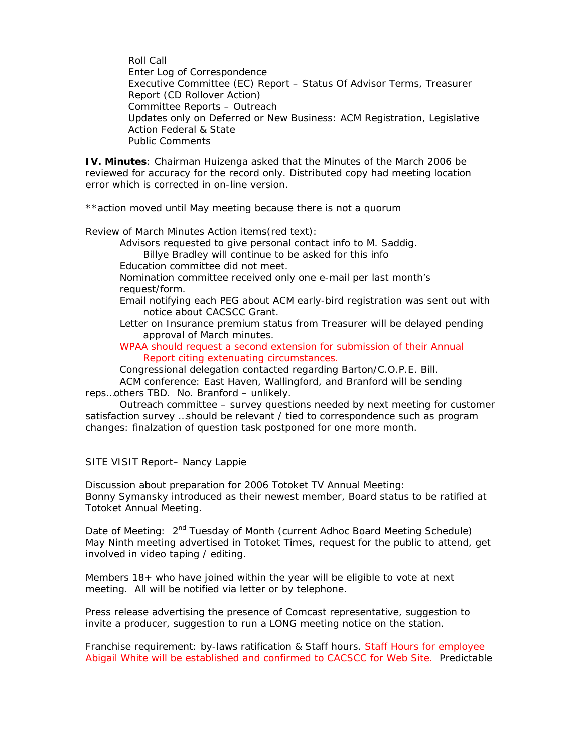Roll Call
Enter Log of Correspondence
Executive Committee (EC) Report – Status Of Advisor Terms, Treasurer Report (CD Rollover Action)
Committee Reports – Outreach
Updates only on Deferred or New Business: ACM Registration, Legislative Action Federal & State
Public Comments

**IV. Minutes**: Chairman Huizenga asked that the Minutes of the March 2006 be reviewed for accuracy for the record only. Distributed copy had meeting location error which is corrected in on-line version.

**action moved until May meeting because there is not a quorum

Review of March Minutes Action items(red text):

- Advisors requested to give personal contact info to M. Saddig. Billye Bradley will continue to be asked for this info
- Education committee did not meet.
- Nomination committee received only one e-mail per last month's request/form.
- Email notifying each PEG about ACM early-bird registration was sent out with notice about CACSCC Grant.
- Letter on Insurance premium status from Treasurer will be delayed pending approval of March minutes.
- WPAA should request a second extension for submission of their Annual Report citing extenuating circumstances.
- Congressional delegation contacted regarding Barton/C.O.P.E. Bill.
- ACM conference: East Haven, Wallingford, and Branford will be sending reps…others TBD. No. Branford – unlikely.
- Outreach committee – survey questions needed by next meeting for customer satisfaction survey …should be relevant / tied to correspondence such as program changes: finalzation of question task postponed for one more month.

SITE VISIT Report– Nancy Lappie

Discussion about preparation for 2006 Totoket TV Annual Meeting:
Bonny Symansky introduced as their newest member, Board status to be ratified at Totoket Annual Meeting.

Date of Meeting: 2nd Tuesday of Month (current Adhoc Board Meeting Schedule)
May Ninth meeting advertised in Totoket Times, request for the public to attend, get involved in video taping / editing.

Members 18+ who have joined within the year will be eligible to vote at next meeting. All will be notified via letter or by telephone.

Press release advertising the presence of Comcast representative, suggestion to invite a producer, suggestion to run a LONG meeting notice on the station.

Franchise requirement: by-laws ratification & Staff hours. Staff Hours for employee Abigail White will be established and confirmed to CACSCC for Web Site. Predictable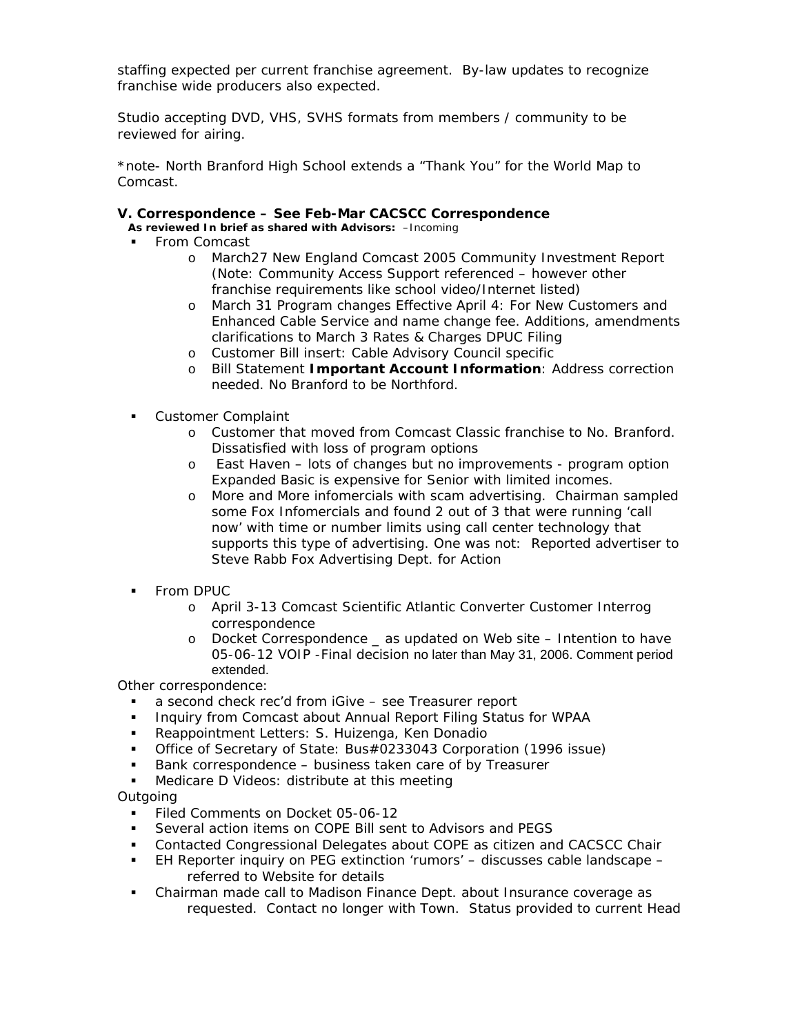staffing expected per current franchise agreement. By-law updates to recognize franchise wide producers also expected.

Studio accepting DVD, VHS, SVHS formats from members / community to be reviewed for airing.

*note- North Branford High School extends a "Thank You" for the World Map to Comcast.

### V. Correspondence – See Feb-Mar CACSCC Correspondence

**As reviewed In brief as shared with Advisors:** –Incoming

- From Comcast
  - March27 New England Comcast 2005 Community Investment Report (Note: Community Access Support referenced – however other franchise requirements like school video/Internet listed)
  - March 31 Program changes Effective April 4: For New Customers and Enhanced Cable Service and name change fee. Additions, amendments clarifications to March 3 Rates & Charges DPUC Filing
  - Customer Bill insert: Cable Advisory Council specific
  - Bill Statement **Important Account Information**: Address correction needed. No Branford to be Northford.

- Customer Complaint
  - Customer that moved from Comcast Classic franchise to No. Branford. Dissatisfied with loss of program options
  - East Haven – lots of changes but no improvements - program option Expanded Basic is expensive for Senior with limited incomes.
  - More and More infomercials with scam advertising. Chairman sampled some Fox Infomercials and found 2 out of 3 that were running 'call now' with time or number limits using call center technology that supports this type of advertising. One was not: Reported advertiser to Steve Rabb Fox Advertising Dept. for Action

- From DPUC
  - April 3-13 Comcast Scientific Atlantic Converter Customer Interrog correspondence
  - Docket Correspondence _ as updated on Web site – Intention to have 05-06-12 VOIP -Final decision no later than May 31, 2006. Comment period extended.

Other correspondence:

- a second check rec'd from iGive – see Treasurer report
- Inquiry from Comcast about Annual Report Filing Status for WPAA
- Reappointment Letters: S. Huizenga, Ken Donadio
- Office of Secretary of State: Bus#0233043 Corporation (1996 issue)
- Bank correspondence – business taken care of by Treasurer
- Medicare D Videos: distribute at this meeting

Outgoing

- Filed Comments on Docket 05-06-12
- Several action items on COPE Bill sent to Advisors and PEGS
- Contacted Congressional Delegates about COPE as citizen and CACSCC Chair
- EH Reporter inquiry on PEG extinction 'rumors' – discusses cable landscape – referred to Website for details
- Chairman made call to Madison Finance Dept. about Insurance coverage as requested. Contact no longer with Town. Status provided to current Head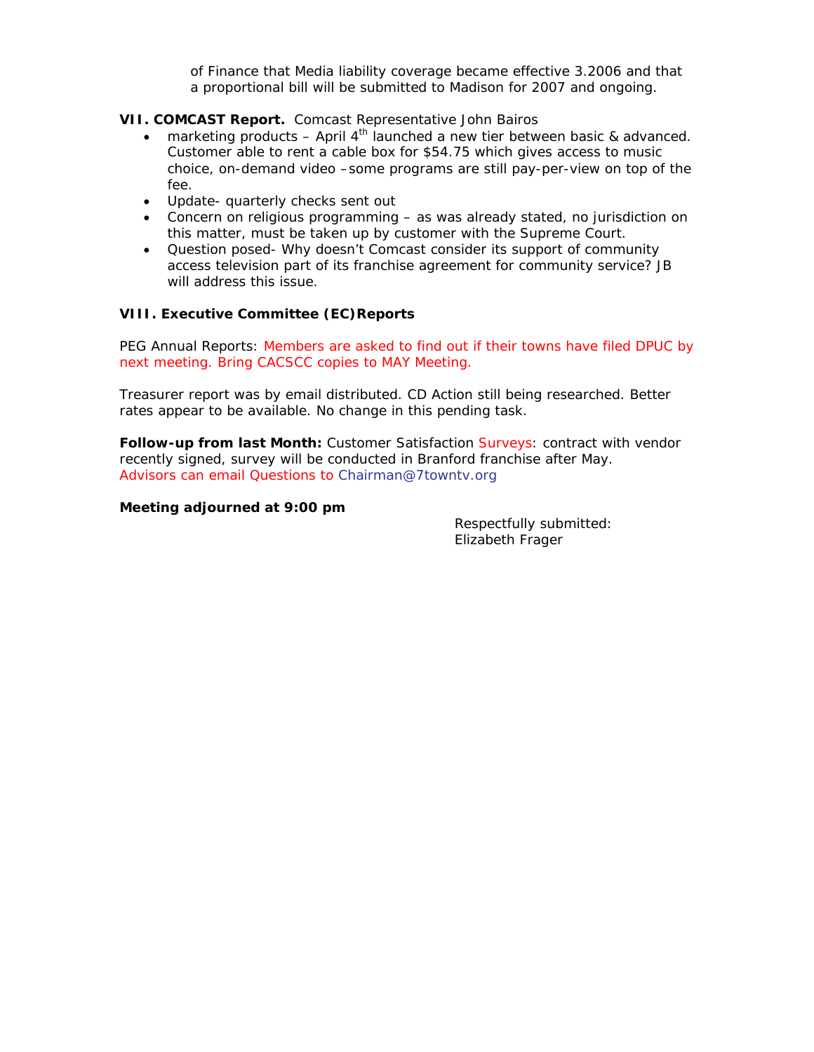of Finance that Media liability coverage became effective 3.2006 and that a proportional bill will be submitted to Madison for 2007 and ongoing.

**VII. COMCAST Report.** Comcast Representative John Bairos

- marketing products – April 4th launched a new tier between basic & advanced. Customer able to rent a cable box for $54.75 which gives access to music choice, on-demand video –some programs are still pay-per-view on top of the fee.
- Update- quarterly checks sent out
- Concern on religious programming – as was already stated, no jurisdiction on this matter, must be taken up by customer with the Supreme Court.
- Question posed- Why doesn't Comcast consider its support of community access television part of its franchise agreement for community service? JB will address this issue.

**VIII. Executive Committee (EC)Reports**

PEG Annual Reports: Members are asked to find out if their towns have filed DPUC by next meeting. Bring CACSCC copies to MAY Meeting.

Treasurer report was by email distributed. CD Action still being researched. Better rates appear to be available. No change in this pending task.

**Follow-up from last Month:** Customer Satisfaction Surveys: contract with vendor recently signed, survey will be conducted in Branford franchise after May. Advisors can email Questions to Chairman@7towntv.org

**Meeting adjourned at 9:00 pm**

Respectfully submitted:
Elizabeth Frager